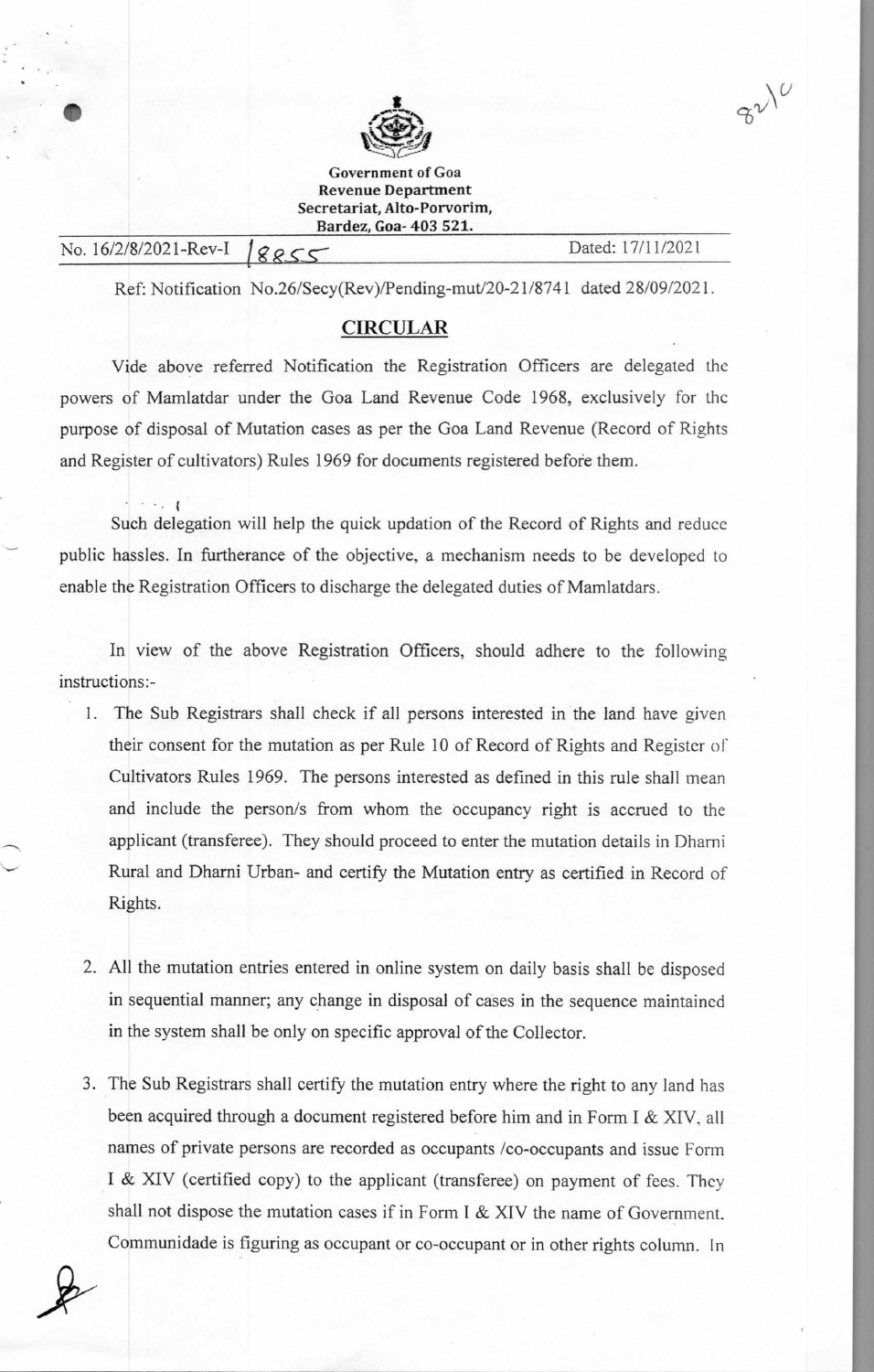Government of Goa
Revenue Department
Secretariat, Alto-Porvorim,
Bardez, Goa- 403 521.

No. 16/2/8/2021-Rev-I /8855 Dated: 17/11/2021

Ref: Notification No.26/Secy(Rev)/Pending-mut/20-21/8741 dated 28/09/2021.

## CIRCULAR

Vide above referred Notification the Registration Officers are delegated the powers of Mamlatdar under the Goa Land Revenue Code 1968, exclusively for the purpose of disposal of Mutation cases as per the Goa Land Revenue (Record of Rights and Register of cultivators) Rules 1969 for documents registered before them.

Such delegation will help the quick updation of the Record of Rights and reduce public hassles. In furtherance of the objective, a mechanism needs to be developed to enable the Registration Officers to discharge the delegated duties of Mamlatdars.

In view of the above Registration Officers, should adhere to the following instructions:-

1. The Sub Registrars shall check if all persons interested in the land have given their consent for the mutation as per Rule 10 of Record of Rights and Register of Cultivators Rules 1969. The persons interested as defined in this rule shall mean and include the person/s from whom the occupancy right is accrued to the applicant (transferee). They should proceed to enter the mutation details in Dharni Rural and Dharni Urban- and certify the Mutation entry as certified in Record of Rights.

2. All the mutation entries entered in online system on daily basis shall be disposed in sequential manner; any change in disposal of cases in the sequence maintained in the system shall be only on specific approval of the Collector.

3. The Sub Registrars shall certify the mutation entry where the right to any land has been acquired through a document registered before him and in Form I & XIV, all names of private persons are recorded as occupants /co-occupants and issue Form I & XIV (certified copy) to the applicant (transferee) on payment of fees. They shall not dispose the mutation cases if in Form I & XIV the name of Government, Communidade is figuring as occupant or co-occupant or in other rights column. In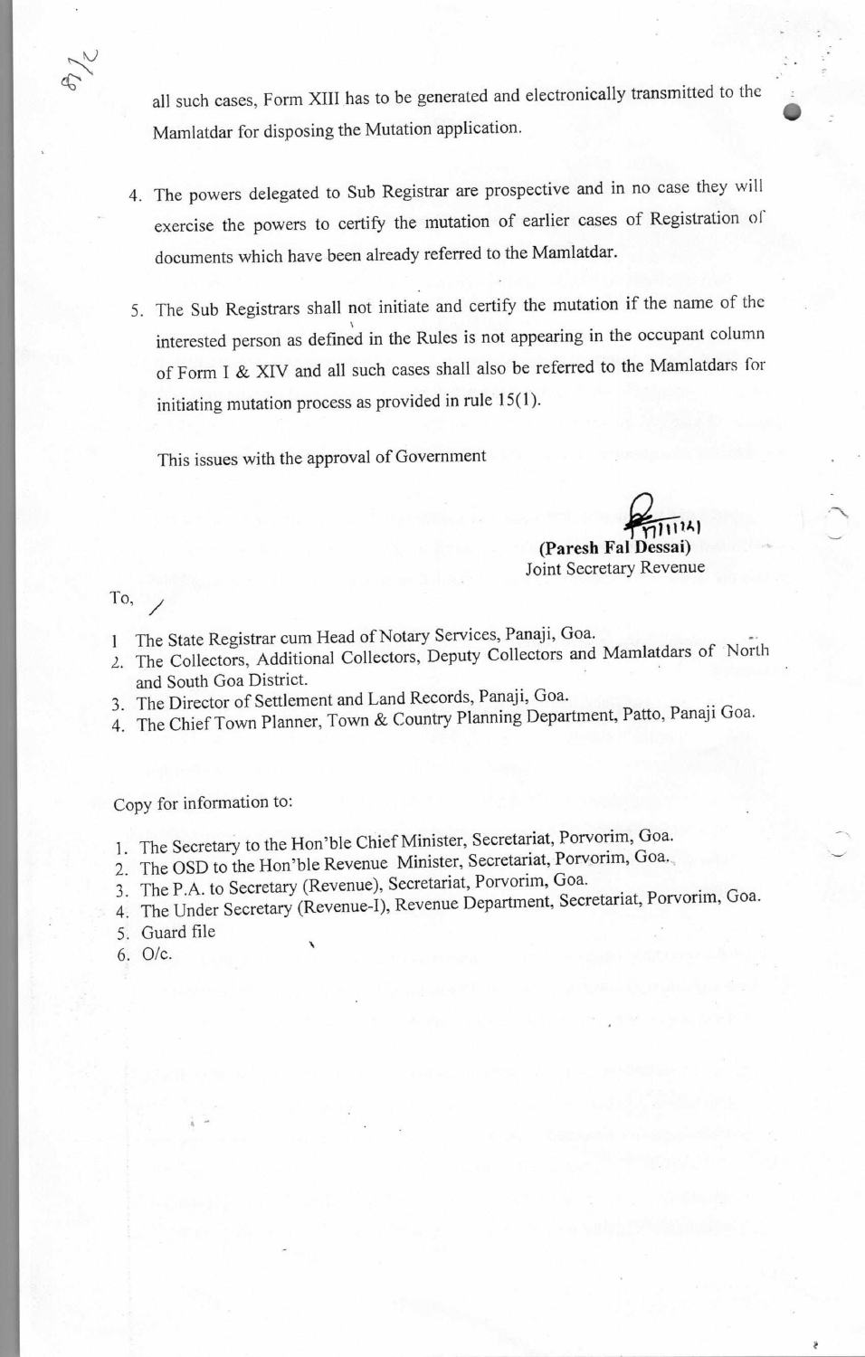all such cases, Form XIII has to be generated and electronically transmitted to the Mamlatdar for disposing the Mutation application.

4. The powers delegated to Sub Registrar are prospective and in no case they will exercise the powers to certify the mutation of earlier cases of Registration of documents which have been already referred to the Mamlatdar.

5. The Sub Registrars shall not initiate and certify the mutation if the name of the interested person as defined in the Rules is not appearing in the occupant column of Form I & XIV and all such cases shall also be referred to the Mamlatdars for initiating mutation process as provided in rule 15(1).

This issues with the approval of Government

**(Paresh Fal Dessai)**
Joint Secretary Revenue

To,

1. The State Registrar cum Head of Notary Services, Panaji, Goa.
2. The Collectors, Additional Collectors, Deputy Collectors and Mamlatdars of North and South Goa District.
3. The Director of Settlement and Land Records, Panaji, Goa.
4. The Chief Town Planner, Town & Country Planning Department, Patto, Panaji Goa.

Copy for information to:

1. The Secretary to the Hon'ble Chief Minister, Secretariat, Porvorim, Goa.
2. The OSD to the Hon'ble Revenue Minister, Secretariat, Porvorim, Goa.
3. The P.A. to Secretary (Revenue), Secretariat, Porvorim, Goa.
4. The Under Secretary (Revenue-I), Revenue Department, Secretariat, Porvorim, Goa.
5. Guard file
6. O/c.